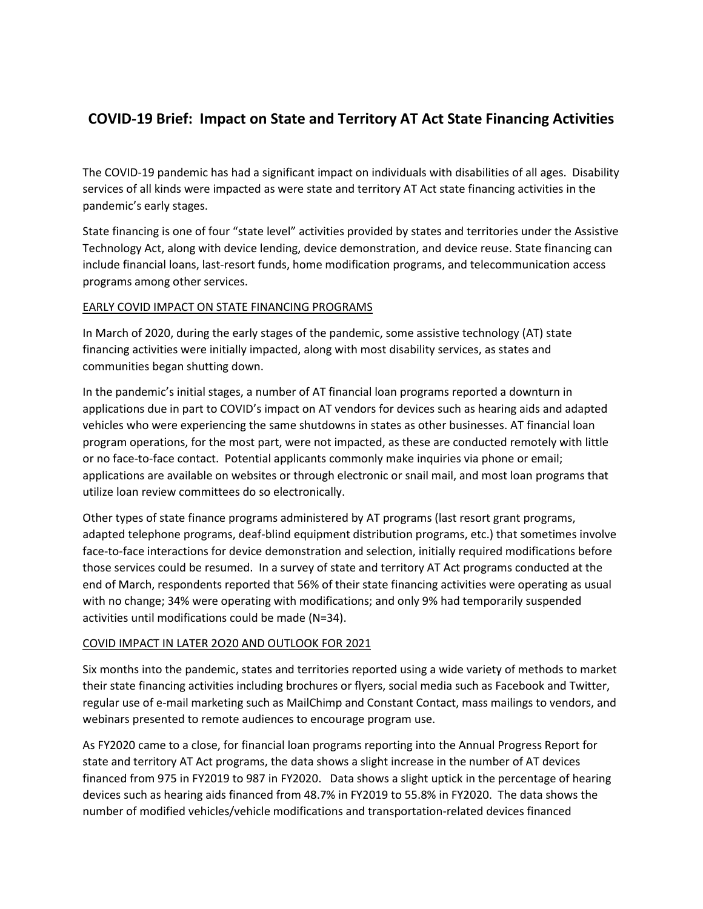# COVID-19 Brief: Impact on State and Territory AT Act State Financing Activities

The COVID-19 pandemic has had a significant impact on individuals with disabilities of all ages. Disability services of all kinds were impacted as were state and territory AT Act state financing activities in the pandemic's early stages.

State financing is one of four "state level" activities provided by states and territories under the Assistive Technology Act, along with device lending, device demonstration, and device reuse. State financing can include financial loans, last-resort funds, home modification programs, and telecommunication access programs among other services.

## EARLY COVID IMPACT ON STATE FINANCING PROGRAMS

In March of 2020, during the early stages of the pandemic, some assistive technology (AT) state financing activities were initially impacted, along with most disability services, as states and communities began shutting down.

In the pandemic's initial stages, a number of AT financial loan programs reported a downturn in applications due in part to COVID's impact on AT vendors for devices such as hearing aids and adapted vehicles who were experiencing the same shutdowns in states as other businesses. AT financial loan program operations, for the most part, were not impacted, as these are conducted remotely with little or no face-to-face contact. Potential applicants commonly make inquiries via phone or email; applications are available on websites or through electronic or snail mail, and most loan programs that utilize loan review committees do so electronically.

Other types of state finance programs administered by AT programs (last resort grant programs, adapted telephone programs, deaf-blind equipment distribution programs, etc.) that sometimes involve face-to-face interactions for device demonstration and selection, initially required modifications before those services could be resumed. In a survey of state and territory AT Act programs conducted at the end of March, respondents reported that 56% of their state financing activities were operating as usual with no change; 34% were operating with modifications; and only 9% had temporarily suspended activities until modifications could be made (N=34).

## COVID IMPACT IN LATER 2O20 AND OUTLOOK FOR 2021

Six months into the pandemic, states and territories reported using a wide variety of methods to market their state financing activities including brochures or flyers, social media such as Facebook and Twitter, regular use of e-mail marketing such as MailChimp and Constant Contact, mass mailings to vendors, and webinars presented to remote audiences to encourage program use.

As FY2020 came to a close, for financial loan programs reporting into the Annual Progress Report for state and territory AT Act programs, the data shows a slight increase in the number of AT devices financed from 975 in FY2019 to 987 in FY2020. Data shows a slight uptick in the percentage of hearing devices such as hearing aids financed from 48.7% in FY2019 to 55.8% in FY2020. The data shows the number of modified vehicles/vehicle modifications and transportation-related devices financed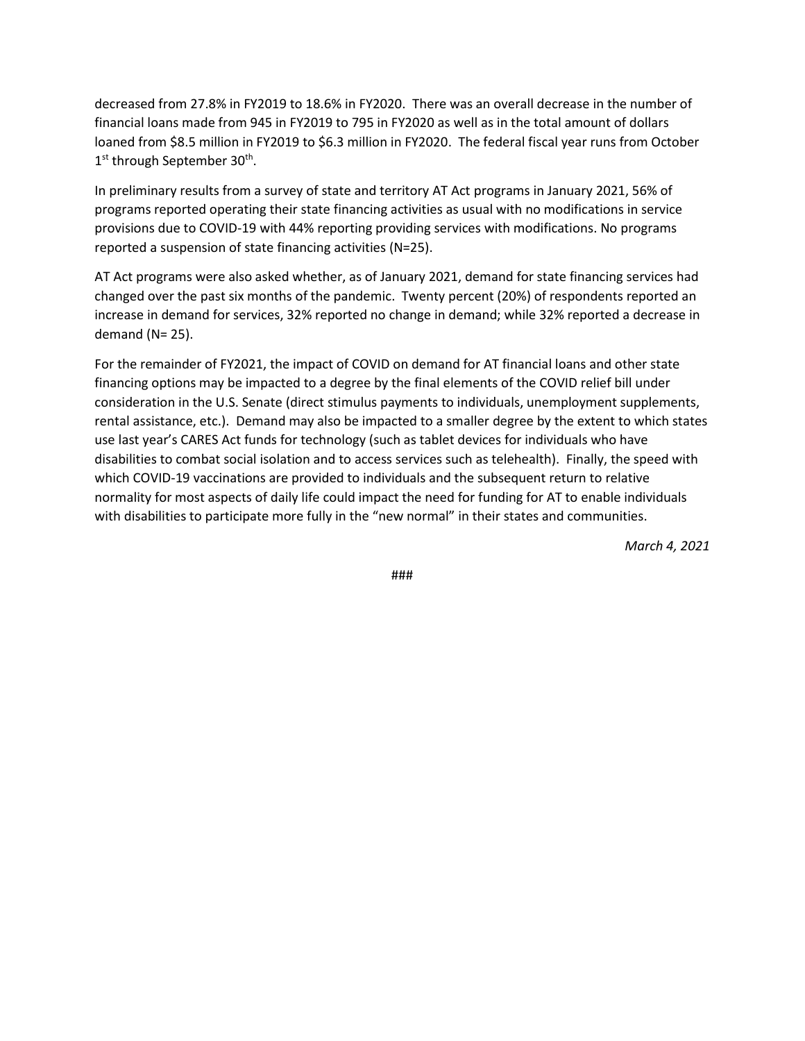decreased from 27.8% in FY2019 to 18.6% in FY2020. There was an overall decrease in the number of financial loans made from 945 in FY2019 to 795 in FY2020 as well as in the total amount of dollars loaned from $8.5 million in FY2019 to $6.3 million in FY2020. The federal fiscal year runs from October 1st through September 30th.

In preliminary results from a survey of state and territory AT Act programs in January 2021, 56% of programs reported operating their state financing activities as usual with no modifications in service provisions due to COVID-19 with 44% reporting providing services with modifications. No programs reported a suspension of state financing activities (N=25).

AT Act programs were also asked whether, as of January 2021, demand for state financing services had changed over the past six months of the pandemic. Twenty percent (20%) of respondents reported an increase in demand for services, 32% reported no change in demand; while 32% reported a decrease in demand (N= 25).

For the remainder of FY2021, the impact of COVID on demand for AT financial loans and other state financing options may be impacted to a degree by the final elements of the COVID relief bill under consideration in the U.S. Senate (direct stimulus payments to individuals, unemployment supplements, rental assistance, etc.). Demand may also be impacted to a smaller degree by the extent to which states use last year's CARES Act funds for technology (such as tablet devices for individuals who have disabilities to combat social isolation and to access services such as telehealth). Finally, the speed with which COVID-19 vaccinations are provided to individuals and the subsequent return to relative normality for most aspects of daily life could impact the need for funding for AT to enable individuals with disabilities to participate more fully in the "new normal" in their states and communities.

*March 4, 2021*

###